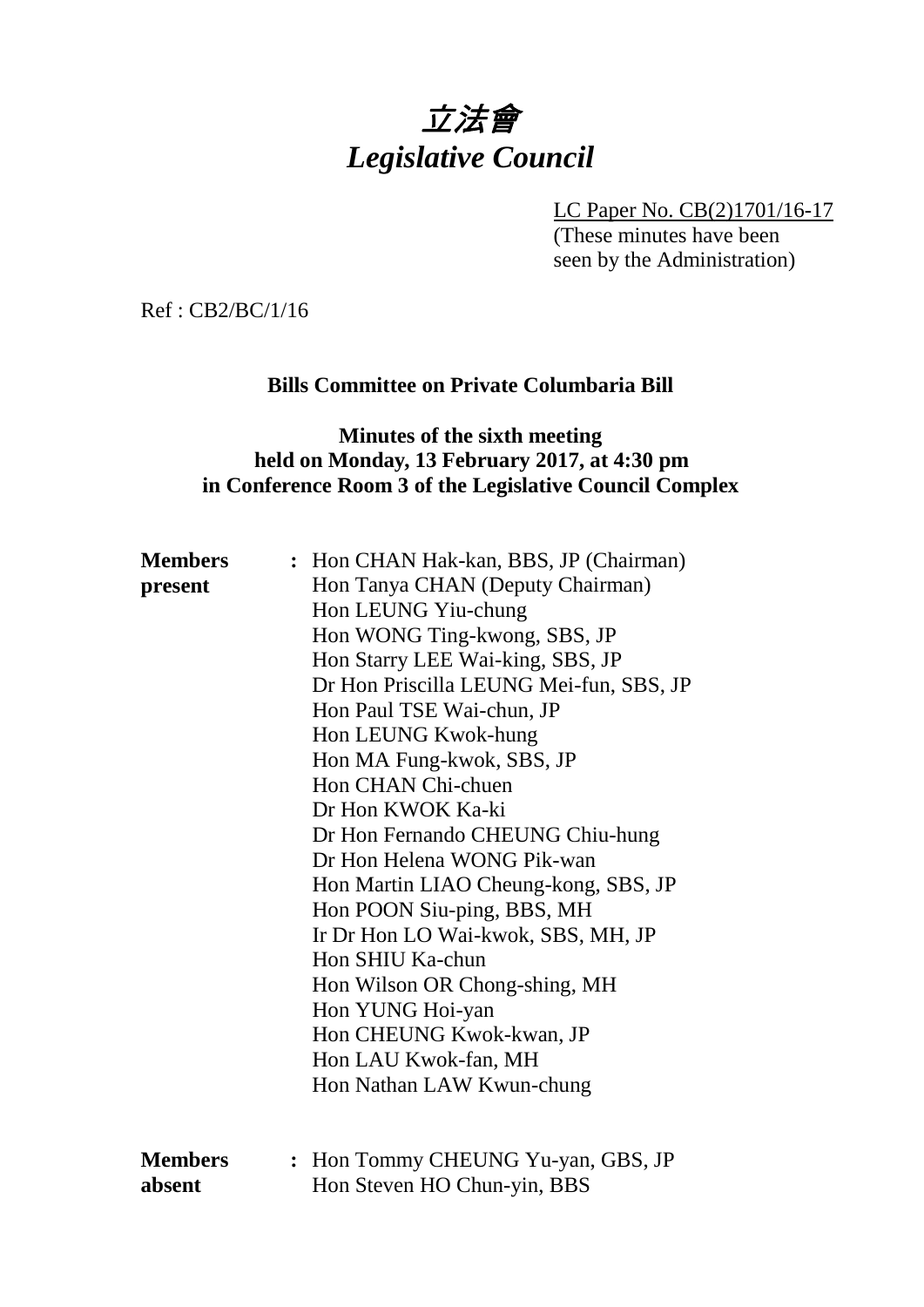# 立法會
# *Legislative Council*

LC Paper No. CB(2)1701/16-17
(These minutes have been seen by the Administration)

Ref : CB2/BC/1/16

**Bills Committee on Private Columbaria Bill**

**Minutes of the sixth meeting held on Monday, 13 February 2017, at 4:30 pm in Conference Room 3 of the Legislative Council Complex**

| | | |
|---|---|---|
| **Members present** | : | Hon CHAN Hak-kan, BBS, JP (Chairman)<br>Hon Tanya CHAN (Deputy Chairman)<br>Hon LEUNG Yiu-chung<br>Hon WONG Ting-kwong, SBS, JP<br>Hon Starry LEE Wai-king, SBS, JP<br>Dr Hon Priscilla LEUNG Mei-fun, SBS, JP<br>Hon Paul TSE Wai-chun, JP<br>Hon LEUNG Kwok-hung<br>Hon MA Fung-kwok, SBS, JP<br>Hon CHAN Chi-chuen<br>Dr Hon KWOK Ka-ki<br>Dr Hon Fernando CHEUNG Chiu-hung<br>Dr Hon Helena WONG Pik-wan<br>Hon Martin LIAO Cheung-kong, SBS, JP<br>Hon POON Siu-ping, BBS, MH<br>Ir Dr Hon LO Wai-kwok, SBS, MH, JP<br>Hon SHIU Ka-chun<br>Hon Wilson OR Chong-shing, MH<br>Hon YUNG Hoi-yan<br>Hon CHEUNG Kwok-kwan, JP<br>Hon LAU Kwok-fan, MH<br>Hon Nathan LAW Kwun-chung |
| **Members absent** | : | Hon Tommy CHEUNG Yu-yan, GBS, JP<br>Hon Steven HO Chun-yin, BBS |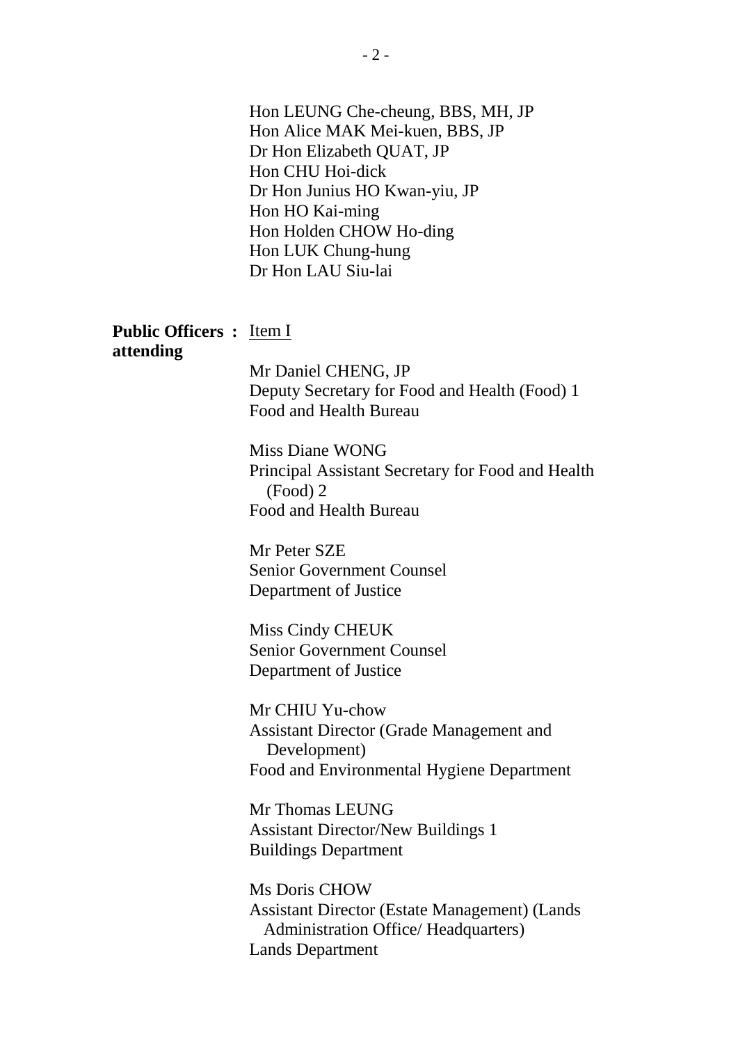Hon LEUNG Che-cheung, BBS, MH, JP
Hon Alice MAK Mei-kuen, BBS, JP
Dr Hon Elizabeth QUAT, JP
Hon CHU Hoi-dick
Dr Hon Junius HO Kwan-yiu, JP
Hon HO Kai-ming
Hon Holden CHOW Ho-ding
Hon LUK Chung-hung
Dr Hon LAU Siu-lai

**Public Officers attending :** Item I

Mr Daniel CHENG, JP
Deputy Secretary for Food and Health (Food) 1
Food and Health Bureau

Miss Diane WONG
Principal Assistant Secretary for Food and Health (Food) 2
Food and Health Bureau

Mr Peter SZE
Senior Government Counsel
Department of Justice

Miss Cindy CHEUK
Senior Government Counsel
Department of Justice

Mr CHIU Yu-chow
Assistant Director (Grade Management and Development)
Food and Environmental Hygiene Department

Mr Thomas LEUNG
Assistant Director/New Buildings 1
Buildings Department

Ms Doris CHOW
Assistant Director (Estate Management) (Lands Administration Office/ Headquarters)
Lands Department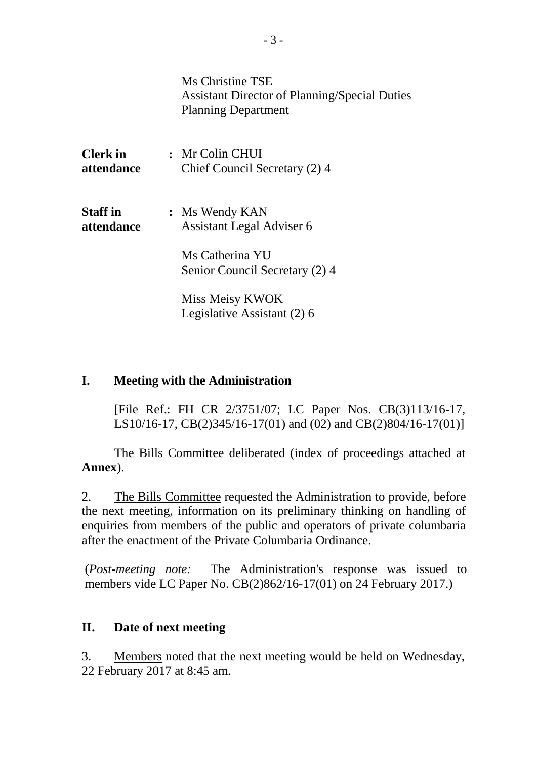Ms Christine TSE
Assistant Director of Planning/Special Duties
Planning Department

| | | |
|---|---|---|
| **Clerk in attendance** | **:** | Mr Colin CHUI<br>Chief Council Secretary (2) 4 |
| **Staff in attendance** | **:** | Ms Wendy KAN<br>Assistant Legal Adviser 6<br><br>Ms Catherina YU<br>Senior Council Secretary (2) 4<br><br>Miss Meisy KWOK<br>Legislative Assistant (2) 6 |

---

## I. Meeting with the Administration

[File Ref.: FH CR 2/3751/07; LC Paper Nos. CB(3)113/16-17, LS10/16-17, CB(2)345/16-17(01) and (02) and CB(2)804/16-17(01)]

The Bills Committee deliberated (index of proceedings attached at **Annex**).

2. The Bills Committee requested the Administration to provide, before the next meeting, information on its preliminary thinking on handling of enquiries from members of the public and operators of private columbaria after the enactment of the Private Columbaria Ordinance.

(*Post-meeting note:* The Administration's response was issued to members vide LC Paper No. CB(2)862/16-17(01) on 24 February 2017.)

## II. Date of next meeting

3. Members noted that the next meeting would be held on Wednesday, 22 February 2017 at 8:45 am.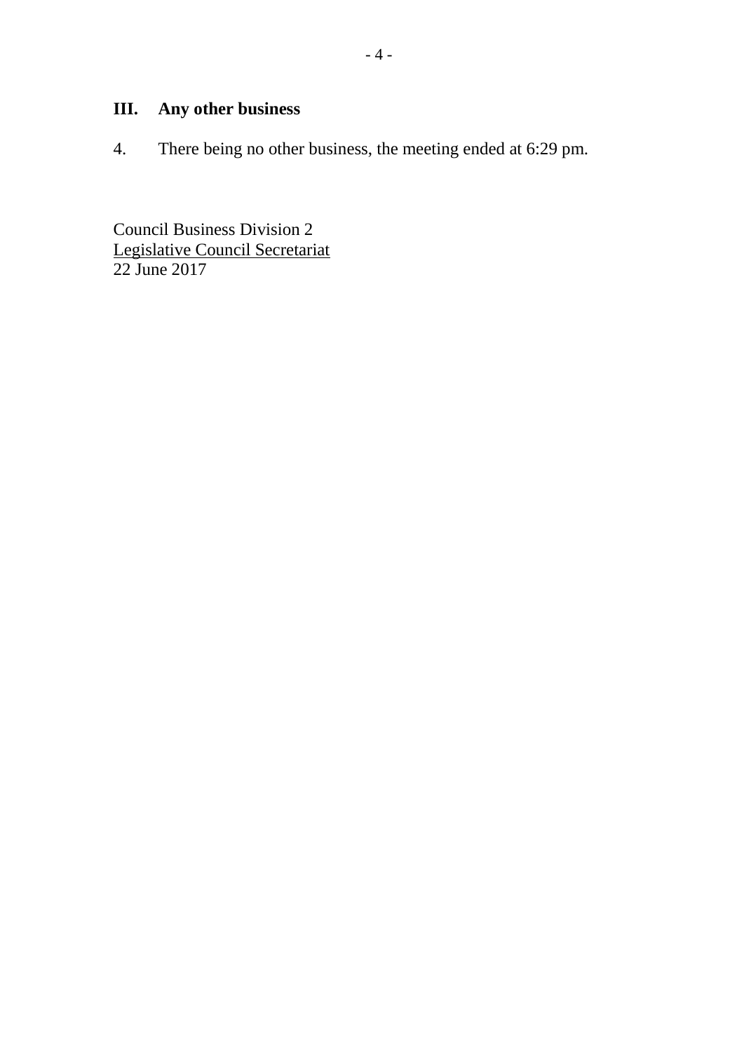## III. Any other business

4. There being no other business, the meeting ended at 6:29 pm.

Council Business Division 2
Legislative Council Secretariat
22 June 2017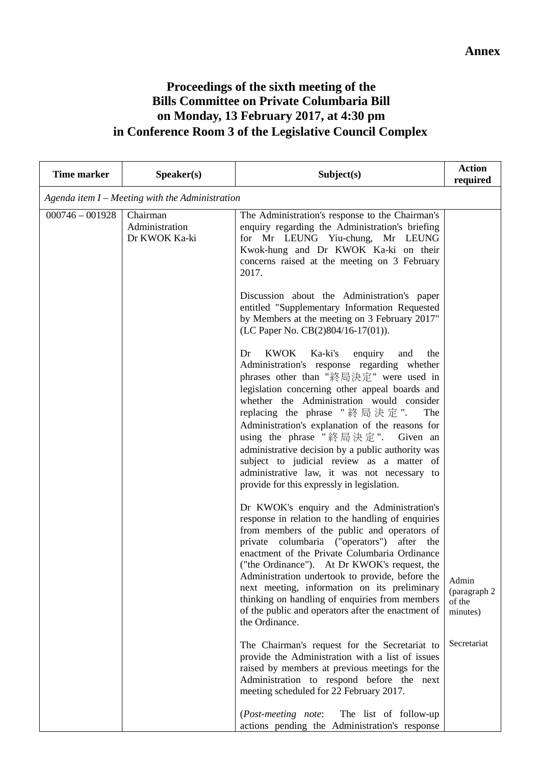**Annex**

# Proceedings of the sixth meeting of the Bills Committee on Private Columbaria Bill on Monday, 13 February 2017, at 4:30 pm in Conference Room 3 of the Legislative Council Complex

| Time marker | Speaker(s) | Subject(s) | Action required |
|---|---|---|---|
| *Agenda item I – Meeting with the Administration* | | | |
| 000746 – 001928 | Chairman<br>Administration<br>Dr KWOK Ka-ki | The Administration's response to the Chairman's enquiry regarding the Administration's briefing for Mr LEUNG Yiu-chung, Mr LEUNG Kwok-hung and Dr KWOK Ka-ki on their concerns raised at the meeting on 3 February 2017.<br><br>Discussion about the Administration's paper entitled "Supplementary Information Requested by Members at the meeting on 3 February 2017" (LC Paper No. CB(2)804/16-17(01)).<br><br>Dr KWOK Ka-ki's enquiry and the Administration's response regarding whether phrases other than "終局決定" were used in legislation concerning other appeal boards and whether the Administration would consider replacing the phrase "終局決定". The Administration's explanation of the reasons for using the phrase "終局決定". Given an administrative decision by a public authority was subject to judicial review as a matter of administrative law, it was not necessary to provide for this expressly in legislation.<br><br>Dr KWOK's enquiry and the Administration's response in relation to the handling of enquiries from members of the public and operators of private columbaria ("operators") after the enactment of the Private Columbaria Ordinance ("the Ordinance"). At Dr KWOK's request, the Administration undertook to provide, before the next meeting, information on its preliminary thinking on handling of enquiries from members of the public and operators after the enactment of the Ordinance.<br><br>The Chairman's request for the Secretariat to provide the Administration with a list of issues raised by members at previous meetings for the Administration to respond before the next meeting scheduled for 22 February 2017.<br><br>(*Post-meeting note*: The list of follow-up actions pending the Administration's response | Admin (paragraph 2 of the minutes)<br><br>Secretariat |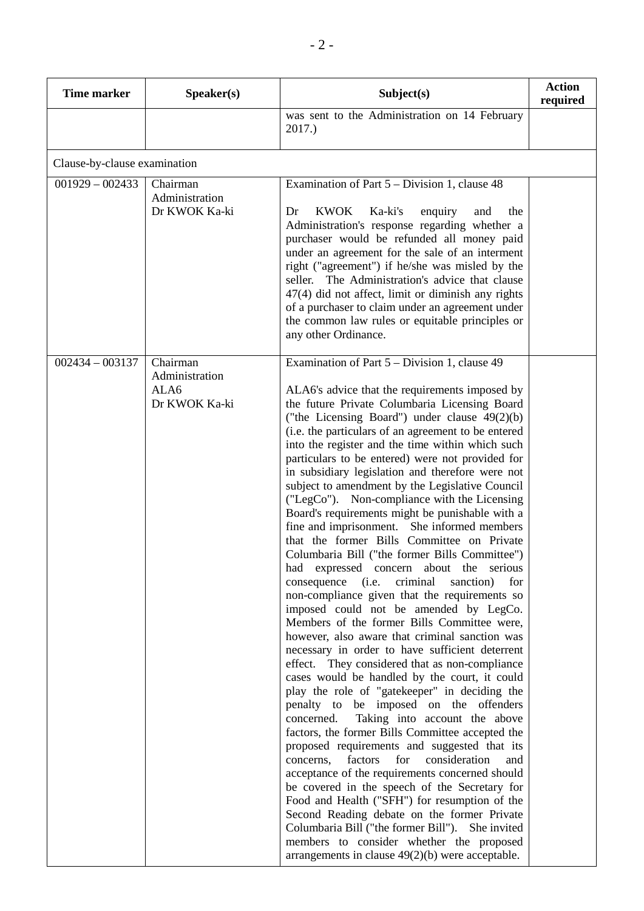| Time marker | Speaker(s) | Subject(s) | Action required |
|---|---|---|---|
| | | was sent to the Administration on 14 February 2017.) | |
| Clause-by-clause examination | | | |
| 001929 – 002433 | Chairman<br>Administration<br>Dr KWOK Ka-ki | Examination of Part 5 – Division 1, clause 48<br><br>Dr KWOK Ka-ki's enquiry and the Administration's response regarding whether a purchaser would be refunded all money paid under an agreement for the sale of an interment right ("agreement") if he/she was misled by the seller. The Administration's advice that clause 47(4) did not affect, limit or diminish any rights of a purchaser to claim under an agreement under the common law rules or equitable principles or any other Ordinance. | |
| 002434 – 003137 | Chairman<br>Administration<br>ALA6<br>Dr KWOK Ka-ki | Examination of Part 5 – Division 1, clause 49<br><br>ALA6's advice that the requirements imposed by the future Private Columbaria Licensing Board ("the Licensing Board") under clause 49(2)(b) (i.e. the particulars of an agreement to be entered into the register and the time within which such particulars to be entered) were not provided for in subsidiary legislation and therefore were not subject to amendment by the Legislative Council ("LegCo"). Non-compliance with the Licensing Board's requirements might be punishable with a fine and imprisonment. She informed members that the former Bills Committee on Private Columbaria Bill ("the former Bills Committee") had expressed concern about the serious consequence (i.e. criminal sanction) for non-compliance given that the requirements so imposed could not be amended by LegCo. Members of the former Bills Committee were, however, also aware that criminal sanction was necessary in order to have sufficient deterrent effect. They considered that as non-compliance cases would be handled by the court, it could play the role of "gatekeeper" in deciding the penalty to be imposed on the offenders concerned. Taking into account the above factors, the former Bills Committee accepted the proposed requirements and suggested that its concerns, factors for consideration and acceptance of the requirements concerned should be covered in the speech of the Secretary for Food and Health ("SFH") for resumption of the Second Reading debate on the former Private Columbaria Bill ("the former Bill"). She invited members to consider whether the proposed arrangements in clause 49(2)(b) were acceptable. | |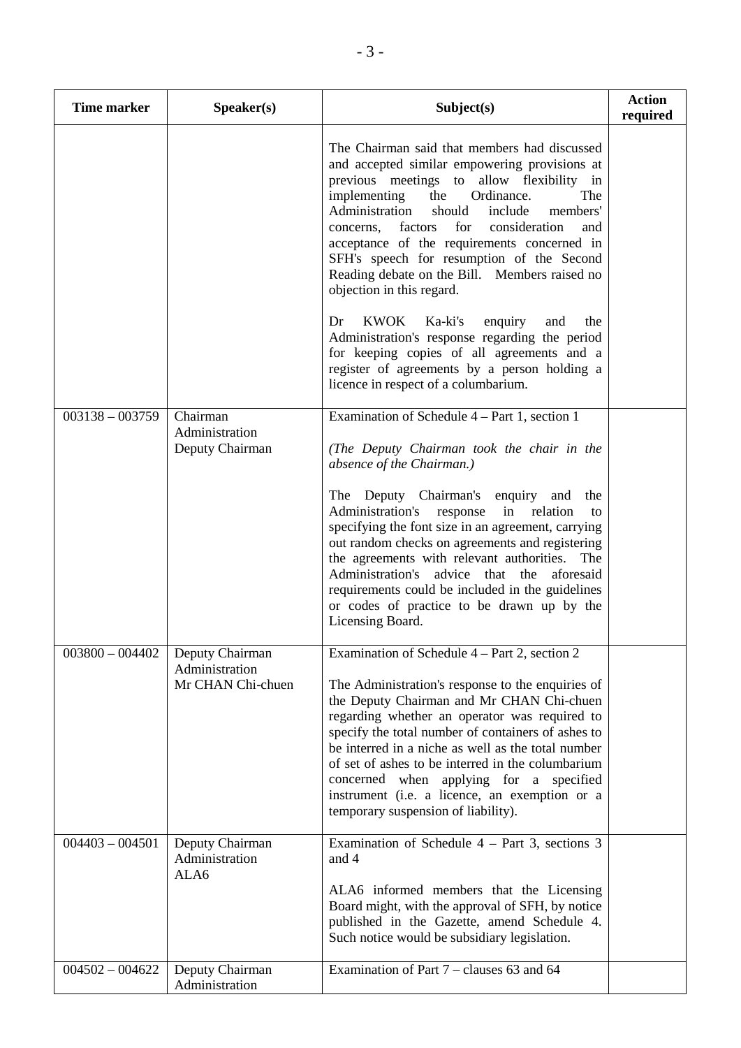| Time marker | Speaker(s) | Subject(s) | Action required |
|---|---|---|---|
| | | The Chairman said that members had discussed and accepted similar empowering provisions at previous meetings to allow flexibility in implementing the Ordinance. The Administration should include members' concerns, factors for consideration and acceptance of the requirements concerned in SFH's speech for resumption of the Second Reading debate on the Bill. Members raised no objection in this regard.<br><br>Dr KWOK Ka-ki's enquiry and the Administration's response regarding the period for keeping copies of all agreements and a register of agreements by a person holding a licence in respect of a columbarium. | |
| 003138 – 003759 | Chairman<br>Administration<br>Deputy Chairman | Examination of Schedule 4 – Part 1, section 1<br><br>*(The Deputy Chairman took the chair in the absence of the Chairman.)*<br><br>The Deputy Chairman's enquiry and the Administration's response in relation to specifying the font size in an agreement, carrying out random checks on agreements and registering the agreements with relevant authorities. The Administration's advice that the aforesaid requirements could be included in the guidelines or codes of practice to be drawn up by the Licensing Board. | |
| 003800 – 004402 | Deputy Chairman<br>Administration<br>Mr CHAN Chi-chuen | Examination of Schedule 4 – Part 2, section 2<br><br>The Administration's response to the enquiries of the Deputy Chairman and Mr CHAN Chi-chuen regarding whether an operator was required to specify the total number of containers of ashes to be interred in a niche as well as the total number of set of ashes to be interred in the columbarium concerned when applying for a specified instrument (i.e. a licence, an exemption or a temporary suspension of liability). | |
| 004403 – 004501 | Deputy Chairman<br>Administration<br>ALA6 | Examination of Schedule 4 – Part 3, sections 3 and 4<br><br>ALA6 informed members that the Licensing Board might, with the approval of SFH, by notice published in the Gazette, amend Schedule 4. Such notice would be subsidiary legislation. | |
| 004502 – 004622 | Deputy Chairman<br>Administration | Examination of Part 7 – clauses 63 and 64 | |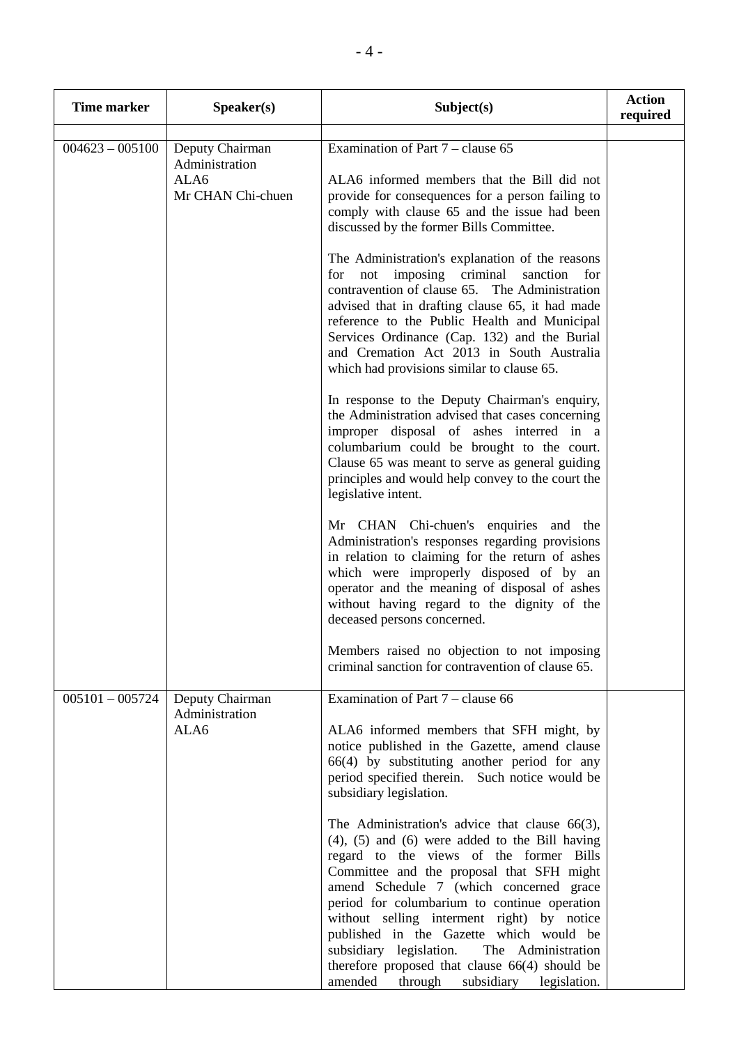| Time marker | Speaker(s) | Subject(s) | Action required |
|---|---|---|---|
| | | | |
| 004623 – 005100 | Deputy Chairman<br>Administration<br>ALA6<br>Mr CHAN Chi-chuen | Examination of Part 7 – clause 65<br><br>ALA6 informed members that the Bill did not provide for consequences for a person failing to comply with clause 65 and the issue had been discussed by the former Bills Committee.<br><br>The Administration's explanation of the reasons for not imposing criminal sanction for contravention of clause 65. The Administration advised that in drafting clause 65, it had made reference to the Public Health and Municipal Services Ordinance (Cap. 132) and the Burial and Cremation Act 2013 in South Australia which had provisions similar to clause 65.<br><br>In response to the Deputy Chairman's enquiry, the Administration advised that cases concerning improper disposal of ashes interred in a columbarium could be brought to the court. Clause 65 was meant to serve as general guiding principles and would help convey to the court the legislative intent.<br><br>Mr CHAN Chi-chuen's enquiries and the Administration's responses regarding provisions in relation to claiming for the return of ashes which were improperly disposed of by an operator and the meaning of disposal of ashes without having regard to the dignity of the deceased persons concerned.<br><br>Members raised no objection to not imposing criminal sanction for contravention of clause 65. | |
| 005101 – 005724 | Deputy Chairman<br>Administration<br>ALA6 | Examination of Part 7 – clause 66<br><br>ALA6 informed members that SFH might, by notice published in the Gazette, amend clause 66(4) by substituting another period for any period specified therein. Such notice would be subsidiary legislation.<br><br>The Administration's advice that clause 66(3), (4), (5) and (6) were added to the Bill having regard to the views of the former Bills Committee and the proposal that SFH might amend Schedule 7 (which concerned grace period for columbarium to continue operation without selling interment right) by notice published in the Gazette which would be subsidiary legislation. The Administration therefore proposed that clause 66(4) should be amended through subsidiary legislation. | |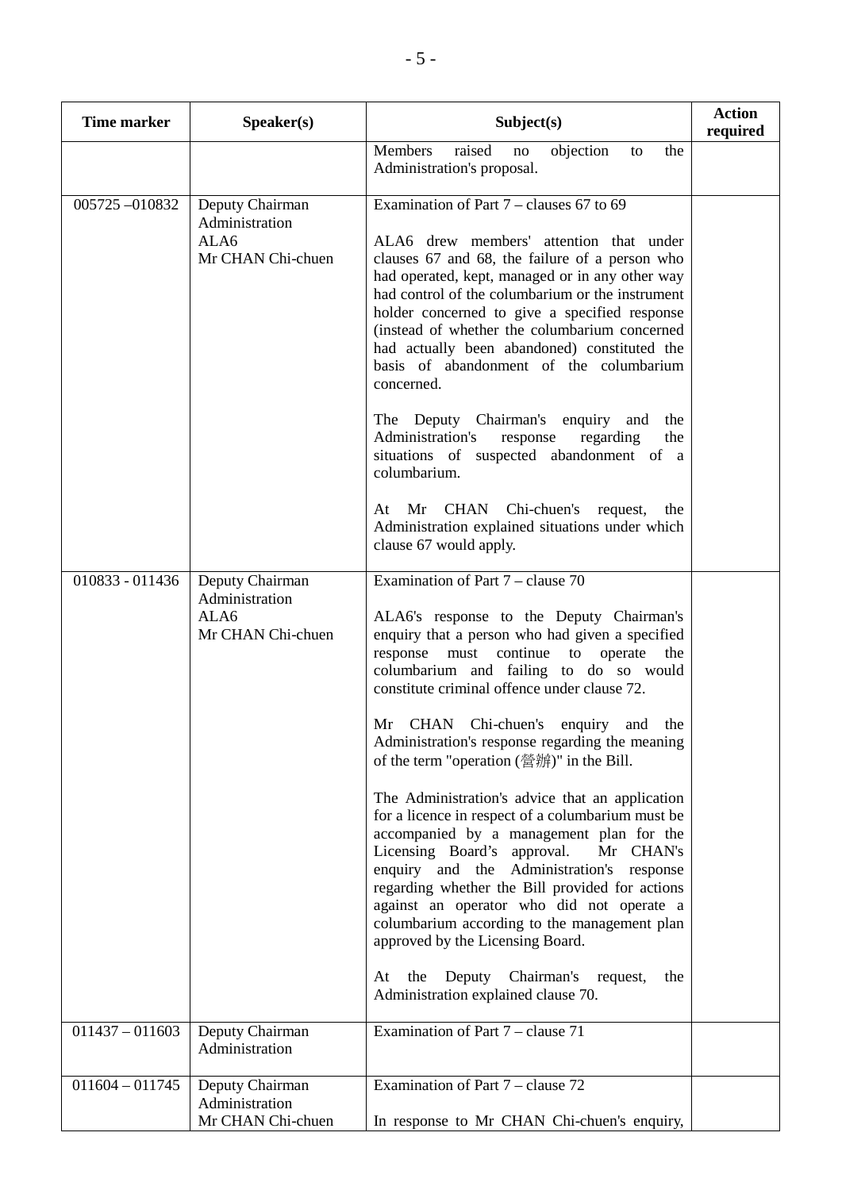| Time marker | Speaker(s) | Subject(s) | Action required |
|---|---|---|---|
| | | Members raised no objection to the Administration's proposal. | |
| 005725 –010832 | Deputy Chairman<br>Administration<br>ALA6<br>Mr CHAN Chi-chuen | Examination of Part 7 – clauses 67 to 69<br><br>ALA6 drew members' attention that under clauses 67 and 68, the failure of a person who had operated, kept, managed or in any other way had control of the columbarium or the instrument holder concerned to give a specified response (instead of whether the columbarium concerned had actually been abandoned) constituted the basis of abandonment of the columbarium concerned.<br><br>The Deputy Chairman's enquiry and the Administration's response regarding the situations of suspected abandonment of a columbarium.<br><br>At Mr CHAN Chi-chuen's request, the Administration explained situations under which clause 67 would apply. | |
| 010833 - 011436 | Deputy Chairman<br>Administration<br>ALA6<br>Mr CHAN Chi-chuen | Examination of Part 7 – clause 70<br><br>ALA6's response to the Deputy Chairman's enquiry that a person who had given a specified response must continue to operate the columbarium and failing to do so would constitute criminal offence under clause 72.<br><br>Mr CHAN Chi-chuen's enquiry and the Administration's response regarding the meaning of the term "operation (營辦)" in the Bill.<br><br>The Administration's advice that an application for a licence in respect of a columbarium must be accompanied by a management plan for the Licensing Board's approval. Mr CHAN's enquiry and the Administration's response regarding whether the Bill provided for actions against an operator who did not operate a columbarium according to the management plan approved by the Licensing Board.<br><br>At the Deputy Chairman's request, the Administration explained clause 70. | |
| 011437 – 011603 | Deputy Chairman<br>Administration | Examination of Part 7 – clause 71 | |
| 011604 – 011745 | Deputy Chairman<br>Administration<br>Mr CHAN Chi-chuen | Examination of Part 7 – clause 72<br><br>In response to Mr CHAN Chi-chuen's enquiry, | |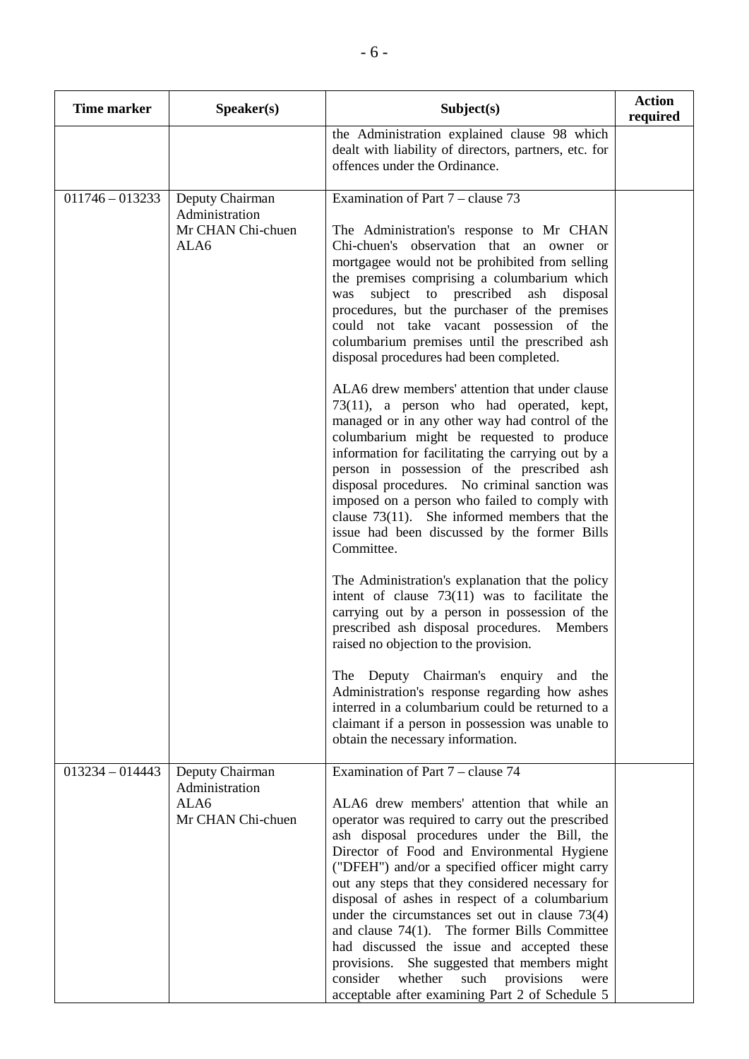| Time marker | Speaker(s) | Subject(s) | Action required |
|---|---|---|---|
| | | the Administration explained clause 98 which dealt with liability of directors, partners, etc. for offences under the Ordinance. | |
| 011746 – 013233 | Deputy Chairman<br>Administration<br>Mr CHAN Chi-chuen<br>ALA6 | Examination of Part 7 – clause 73<br><br>The Administration's response to Mr CHAN Chi-chuen's observation that an owner or mortgagee would not be prohibited from selling the premises comprising a columbarium which was subject to prescribed ash disposal procedures, but the purchaser of the premises could not take vacant possession of the columbarium premises until the prescribed ash disposal procedures had been completed.<br><br>ALA6 drew members' attention that under clause 73(11), a person who had operated, kept, managed or in any other way had control of the columbarium might be requested to produce information for facilitating the carrying out by a person in possession of the prescribed ash disposal procedures. No criminal sanction was imposed on a person who failed to comply with clause 73(11). She informed members that the issue had been discussed by the former Bills Committee.<br><br>The Administration's explanation that the policy intent of clause 73(11) was to facilitate the carrying out by a person in possession of the prescribed ash disposal procedures. Members raised no objection to the provision.<br><br>The Deputy Chairman's enquiry and the Administration's response regarding how ashes interred in a columbarium could be returned to a claimant if a person in possession was unable to obtain the necessary information. | |
| 013234 – 014443 | Deputy Chairman<br>Administration<br>ALA6<br>Mr CHAN Chi-chuen | Examination of Part 7 – clause 74<br><br>ALA6 drew members' attention that while an operator was required to carry out the prescribed ash disposal procedures under the Bill, the Director of Food and Environmental Hygiene ("DFEH") and/or a specified officer might carry out any steps that they considered necessary for disposal of ashes in respect of a columbarium under the circumstances set out in clause 73(4) and clause 74(1). The former Bills Committee had discussed the issue and accepted these provisions. She suggested that members might consider whether such provisions were acceptable after examining Part 2 of Schedule 5 | |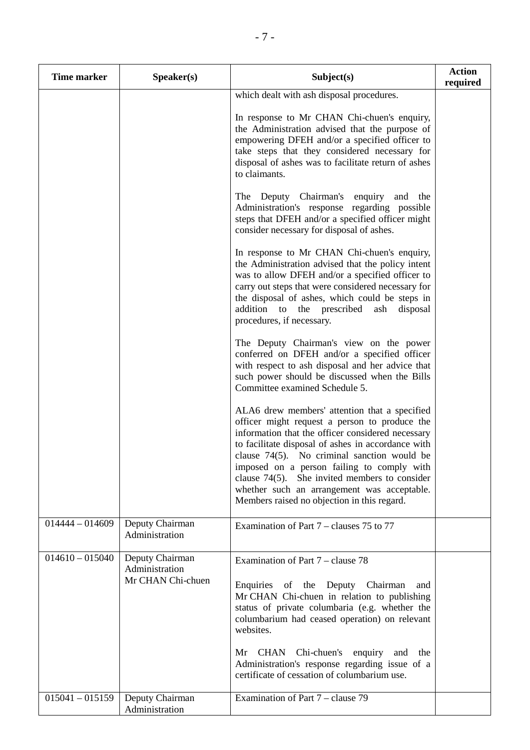| Time marker | Speaker(s) | Subject(s) | Action required |
|---|---|---|---|
| | | which dealt with ash disposal procedures.<br><br>In response to Mr CHAN Chi-chuen's enquiry, the Administration advised that the purpose of empowering DFEH and/or a specified officer to take steps that they considered necessary for disposal of ashes was to facilitate return of ashes to claimants.<br><br>The Deputy Chairman's enquiry and the Administration's response regarding possible steps that DFEH and/or a specified officer might consider necessary for disposal of ashes.<br><br>In response to Mr CHAN Chi-chuen's enquiry, the Administration advised that the policy intent was to allow DFEH and/or a specified officer to carry out steps that were considered necessary for the disposal of ashes, which could be steps in addition to the prescribed ash disposal procedures, if necessary.<br><br>The Deputy Chairman's view on the power conferred on DFEH and/or a specified officer with respect to ash disposal and her advice that such power should be discussed when the Bills Committee examined Schedule 5.<br><br>ALA6 drew members' attention that a specified officer might request a person to produce the information that the officer considered necessary to facilitate disposal of ashes in accordance with clause 74(5). No criminal sanction would be imposed on a person failing to comply with clause 74(5). She invited members to consider whether such an arrangement was acceptable. Members raised no objection in this regard. | |
| 014444 – 014609 | Deputy Chairman<br>Administration | Examination of Part 7 – clauses 75 to 77 | |
| 014610 – 015040 | Deputy Chairman<br>Administration<br>Mr CHAN Chi-chuen | Examination of Part 7 – clause 78<br><br>Enquiries of the Deputy Chairman and Mr CHAN Chi-chuen in relation to publishing status of private columbaria (e.g. whether the columbarium had ceased operation) on relevant websites.<br><br>Mr CHAN Chi-chuen's enquiry and the Administration's response regarding issue of a certificate of cessation of columbarium use. | |
| 015041 – 015159 | Deputy Chairman<br>Administration | Examination of Part 7 – clause 79 | |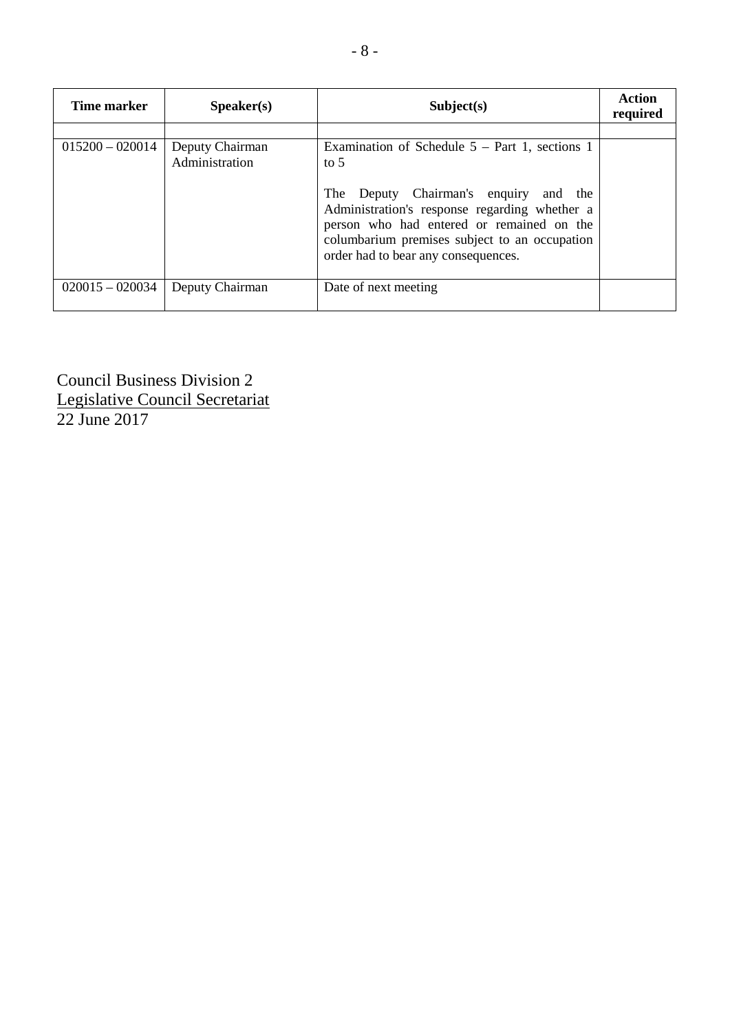| Time marker | Speaker(s) | Subject(s) | Action required |
|---|---|---|---|
| | | | |
| 015200 – 020014 | Deputy Chairman<br>Administration | Examination of Schedule 5 – Part 1, sections 1 to 5<br><br>The Deputy Chairman's enquiry and the Administration's response regarding whether a person who had entered or remained on the columbarium premises subject to an occupation order had to bear any consequences. | |
| 020015 – 020034 | Deputy Chairman | Date of next meeting | |

Council Business Division 2
Legislative Council Secretariat
22 June 2017